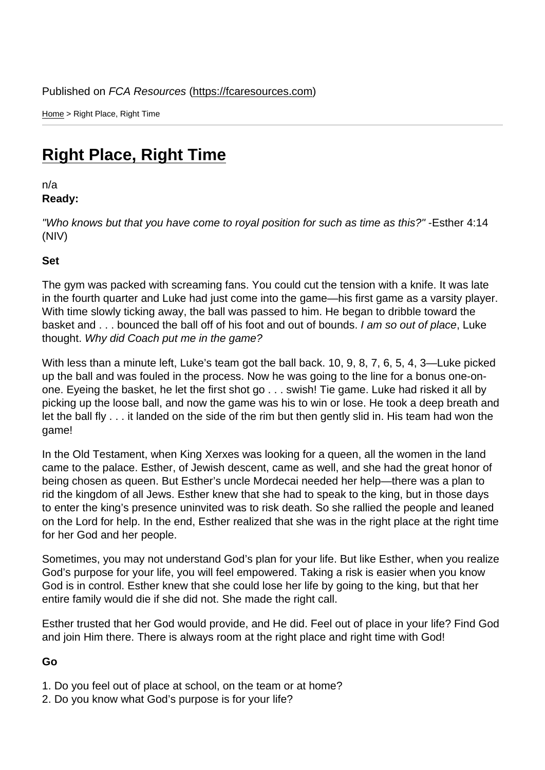Published on *FCA Resources* (https://fcaresources.com)

Home > Right Place, Right Time

# Right Place, Right Time

n/a

**Ready:**

*"Who knows but that you have come to royal position for such as time as this?"* -Esther 4:14 (NIV)

**Set**

The gym was packed with screaming fans. You could cut the tension with a knife. It was late in the fourth quarter and Luke had just come into the game—his first game as a varsity player. With time slowly ticking away, the ball was passed to him. He began to dribble toward the basket and . . . bounced the ball off of his foot and out of bounds. *I am so out of place*, Luke thought. *Why did Coach put me in the game?*

With less than a minute left, Luke's team got the ball back. 10, 9, 8, 7, 6, 5, 4, 3—Luke picked up the ball and was fouled in the process. Now he was going to the line for a bonus one-on-one. Eyeing the basket, he let the first shot go . . . swish! Tie game. Luke had risked it all by picking up the loose ball, and now the game was his to win or lose. He took a deep breath and let the ball fly . . . it landed on the side of the rim but then gently slid in. His team had won the game!

In the Old Testament, when King Xerxes was looking for a queen, all the women in the land came to the palace. Esther, of Jewish descent, came as well, and she had the great honor of being chosen as queen. But Esther's uncle Mordecai needed her help—there was a plan to rid the kingdom of all Jews. Esther knew that she had to speak to the king, but in those days to enter the king's presence uninvited was to risk death. So she rallied the people and leaned on the Lord for help. In the end, Esther realized that she was in the right place at the right time for her God and her people.

Sometimes, you may not understand God's plan for your life. But like Esther, when you realize God's purpose for your life, you will feel empowered. Taking a risk is easier when you know God is in control. Esther knew that she could lose her life by going to the king, but that her entire family would die if she did not. She made the right call.

Esther trusted that her God would provide, and He did. Feel out of place in your life? Find God and join Him there. There is always room at the right place and right time with God!

**Go**

1. Do you feel out of place at school, on the team or at home?
2. Do you know what God's purpose is for your life?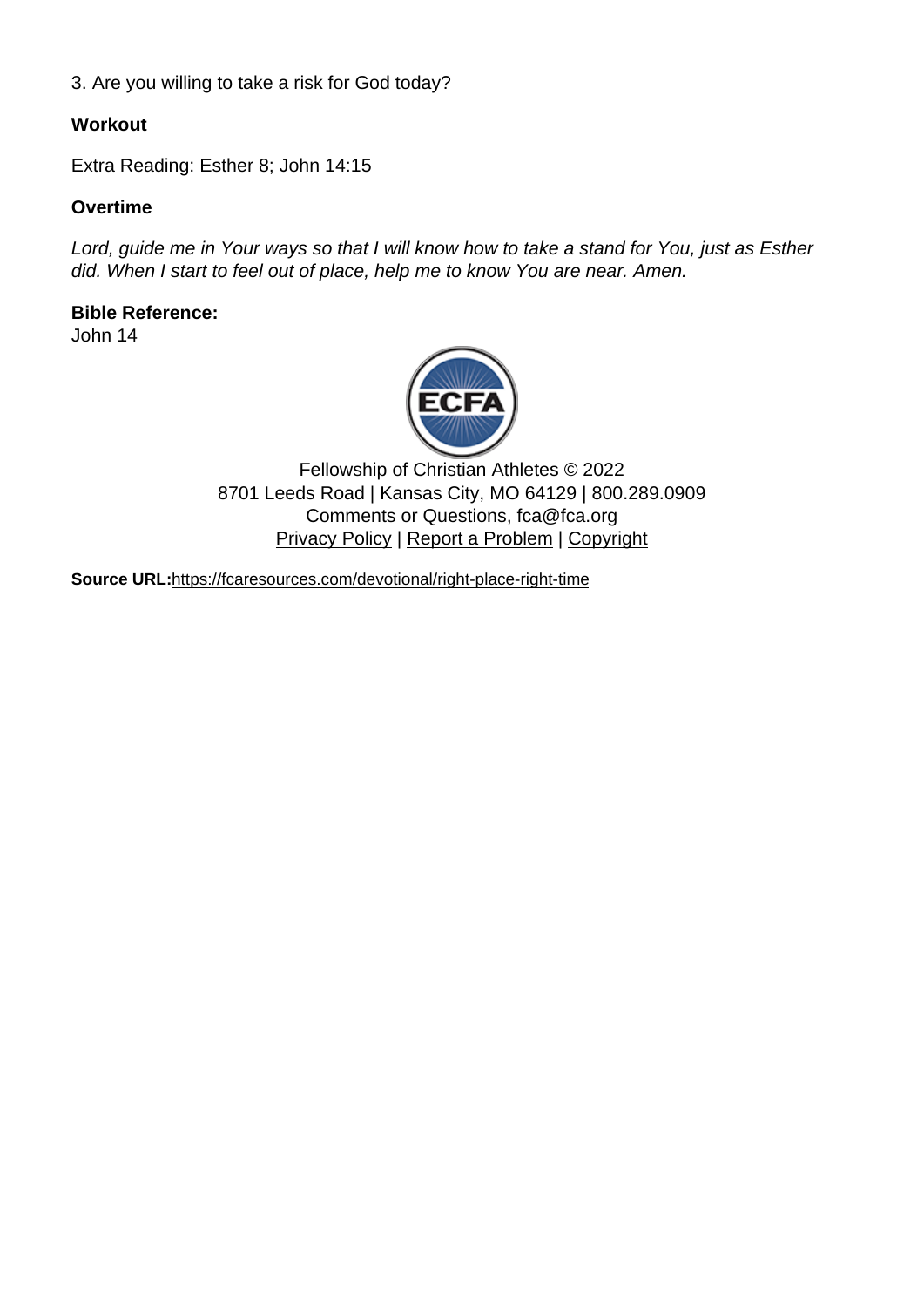3. Are you willing to take a risk for God today?

**Workout**

Extra Reading: Esther 8; John 14:15

**Overtime**

*Lord, guide me in Your ways so that I will know how to take a stand for You, just as Esther did. When I start to feel out of place, help me to know You are near. Amen.*

**Bible Reference:**
John 14

ECFA

Fellowship of Christian Athletes © 2022
8701 Leeds Road | Kansas City, MO 64129 | 800.289.0909
Comments or Questions, fca@fca.org
Privacy Policy | Report a Problem | Copyright

---

**Source URL:**https://fcaresources.com/devotional/right-place-right-time